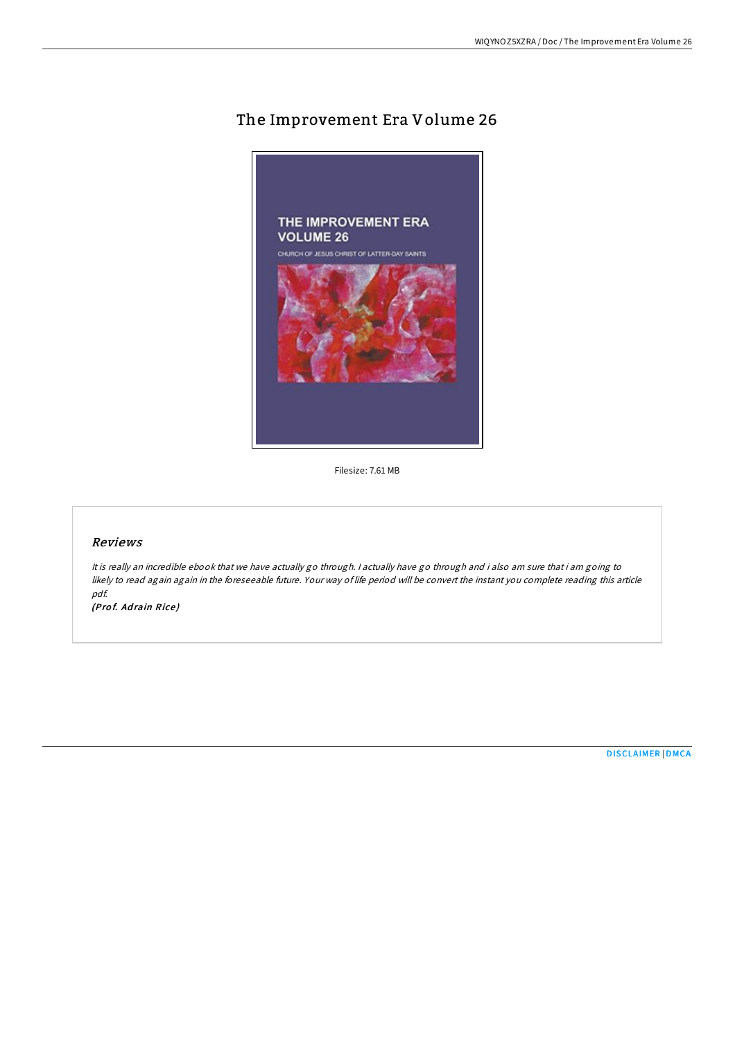# The Improvement Era Volume 26

Filesize: 7.61 MB

## Reviews

*It is really an incredible ebook that we have actually go through. I actually have go through and i also am sure that i am going to likely to read again again in the foreseeable future. Your way of life period will be convert the instant you complete reading this article pdf.*

*(Prof. Adrain Rice)*

DISCLAIMER | DMCA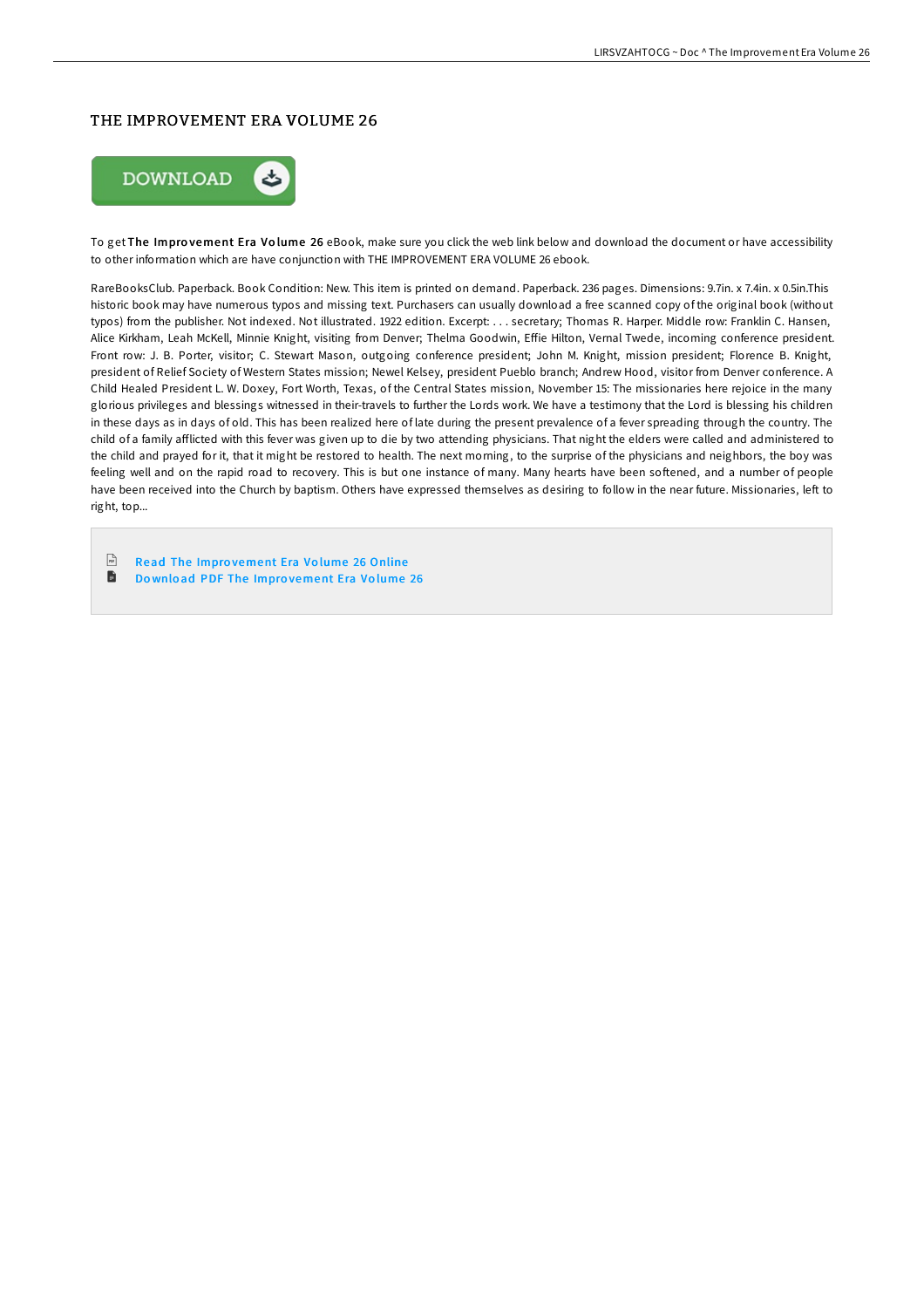# THE IMPROVEMENT ERA VOLUME 26

DOWNLOAD

To get **The Improvement Era Volume 26** eBook, make sure you click the web link below and download the document or have accessibility to other information which are have conjunction with THE IMPROVEMENT ERA VOLUME 26 ebook.

RareBooksClub. Paperback. Book Condition: New. This item is printed on demand. Paperback. 236 pages. Dimensions: 9.7in. x 7.4in. x 0.5in.This historic book may have numerous typos and missing text. Purchasers can usually download a free scanned copy of the original book (without typos) from the publisher. Not indexed. Not illustrated. 1922 edition. Excerpt: . . . secretary; Thomas R. Harper. Middle row: Franklin C. Hansen, Alice Kirkham, Leah McKell, Minnie Knight, visiting from Denver; Thelma Goodwin, Effie Hilton, Vernal Twede, incoming conference president. Front row: J. B. Porter, visitor; C. Stewart Mason, outgoing conference president; John M. Knight, mission president; Florence B. Knight, president of Relief Society of Western States mission; Newel Kelsey, president Pueblo branch; Andrew Hood, visitor from Denver conference. A Child Healed President L. W. Doxey, Fort Worth, Texas, of the Central States mission, November 15: The missionaries here rejoice in the many glorious privileges and blessings witnessed in their-travels to further the Lords work. We have a testimony that the Lord is blessing his children in these days as in days of old. This has been realized here of late during the present prevalence of a fever spreading through the country. The child of a family afflicted with this fever was given up to die by two attending physicians. That night the elders were called and administered to the child and prayed for it, that it might be restored to health. The next morning, to the surprise of the physicians and neighbors, the boy was feeling well and on the rapid road to recovery. This is but one instance of many. Many hearts have been softened, and a number of people have been received into the Church by baptism. Others have expressed themselves as desiring to follow in the near future. Missionaries, left to right, top...

- Read The Improvement Era Volume 26 Online
- Download PDF The Improvement Era Volume 26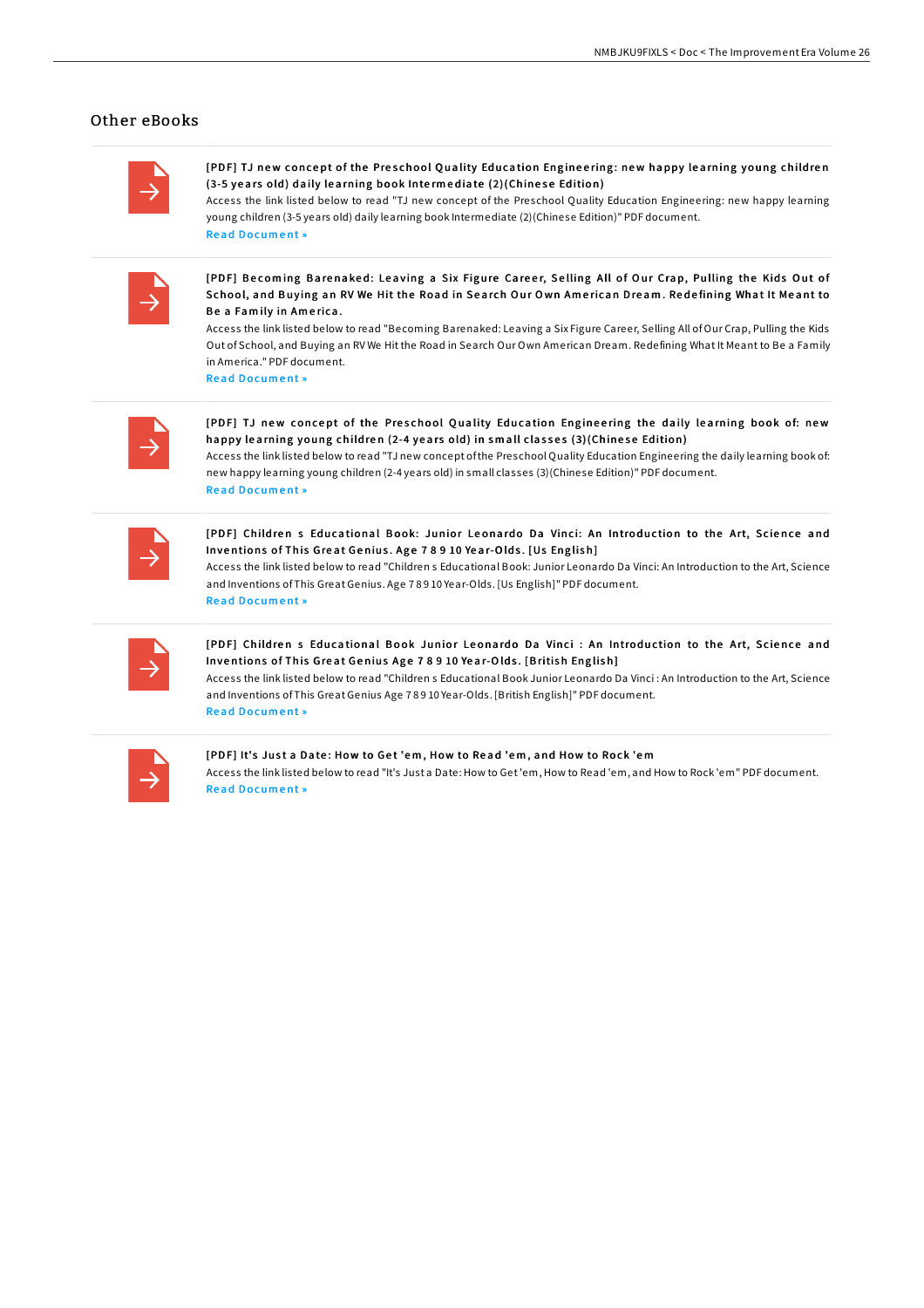## Other eBooks

[PDF] TJ new concept of the Preschool Quality Education Engineering: new happy learning young children (3-5 years old) daily learning book Intermediate (2)(Chinese Edition)

Access the link listed below to read "TJ new concept of the Preschool Quality Education Engineering: new happy learning young children (3-5 years old) daily learning book Intermediate (2)(Chinese Edition)" PDF document.

Read Document »

[PDF] Becoming Barenaked: Leaving a Six Figure Career, Selling All of Our Crap, Pulling the Kids Out of School, and Buying an RV We Hit the Road in Search Our Own American Dream. Redefining What It Meant to Be a Family in America.

Access the link listed below to read "Becoming Barenaked: Leaving a Six Figure Career, Selling All of Our Crap, Pulling the Kids Out of School, and Buying an RV We Hit the Road in Search Our Own American Dream. Redefining What It Meant to Be a Family in America." PDF document.

Read Document »

[PDF] TJ new concept of the Preschool Quality Education Engineering the daily learning book of: new happy learning young children (2-4 years old) in small classes (3)(Chinese Edition)

Access the link listed below to read "TJ new concept of the Preschool Quality Education Engineering the daily learning book of: new happy learning young children (2-4 years old) in small classes (3)(Chinese Edition)" PDF document.

Read Document »

[PDF] Children s Educational Book: Junior Leonardo Da Vinci: An Introduction to the Art, Science and Inventions of This Great Genius. Age 7 8 9 10 Year-Olds. [Us English]

Access the link listed below to read "Children s Educational Book: Junior Leonardo Da Vinci: An Introduction to the Art, Science and Inventions of This Great Genius. Age 7 8 9 10 Year-Olds. [Us English]" PDF document.

Read Document »

[PDF] Children s Educational Book Junior Leonardo Da Vinci : An Introduction to the Art, Science and Inventions of This Great Genius Age 7 8 9 10 Year-Olds. [British English]

Access the link listed below to read "Children s Educational Book Junior Leonardo Da Vinci : An Introduction to the Art, Science and Inventions of This Great Genius Age 7 8 9 10 Year-Olds. [British English]" PDF document.

Read Document »

[PDF] It's Just a Date: How to Get 'em, How to Read 'em, and How to Rock 'em

Access the link listed below to read "It's Just a Date: How to Get 'em, How to Read 'em, and How to Rock 'em" PDF document.

Read Document »